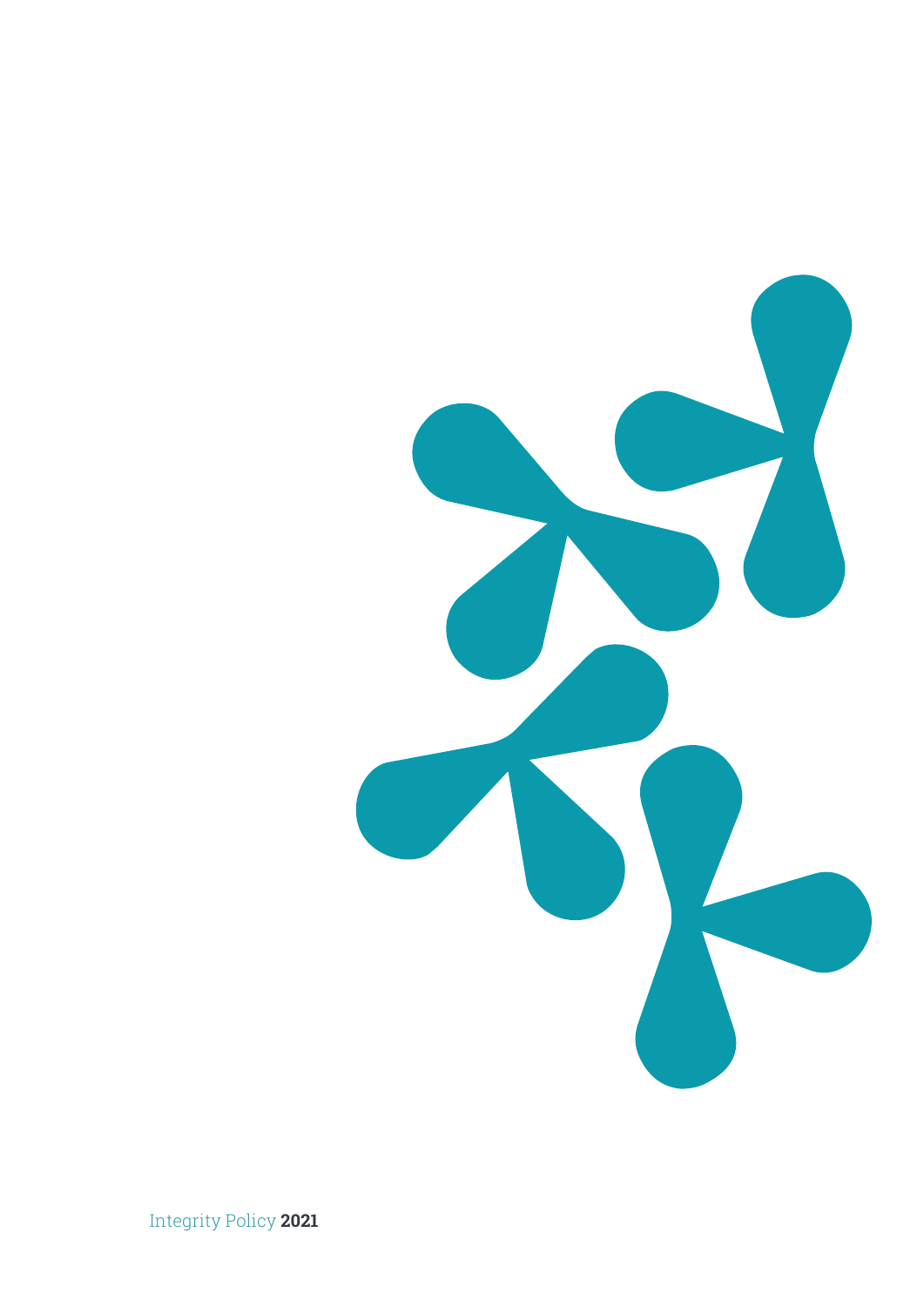Integrity Policy **2021**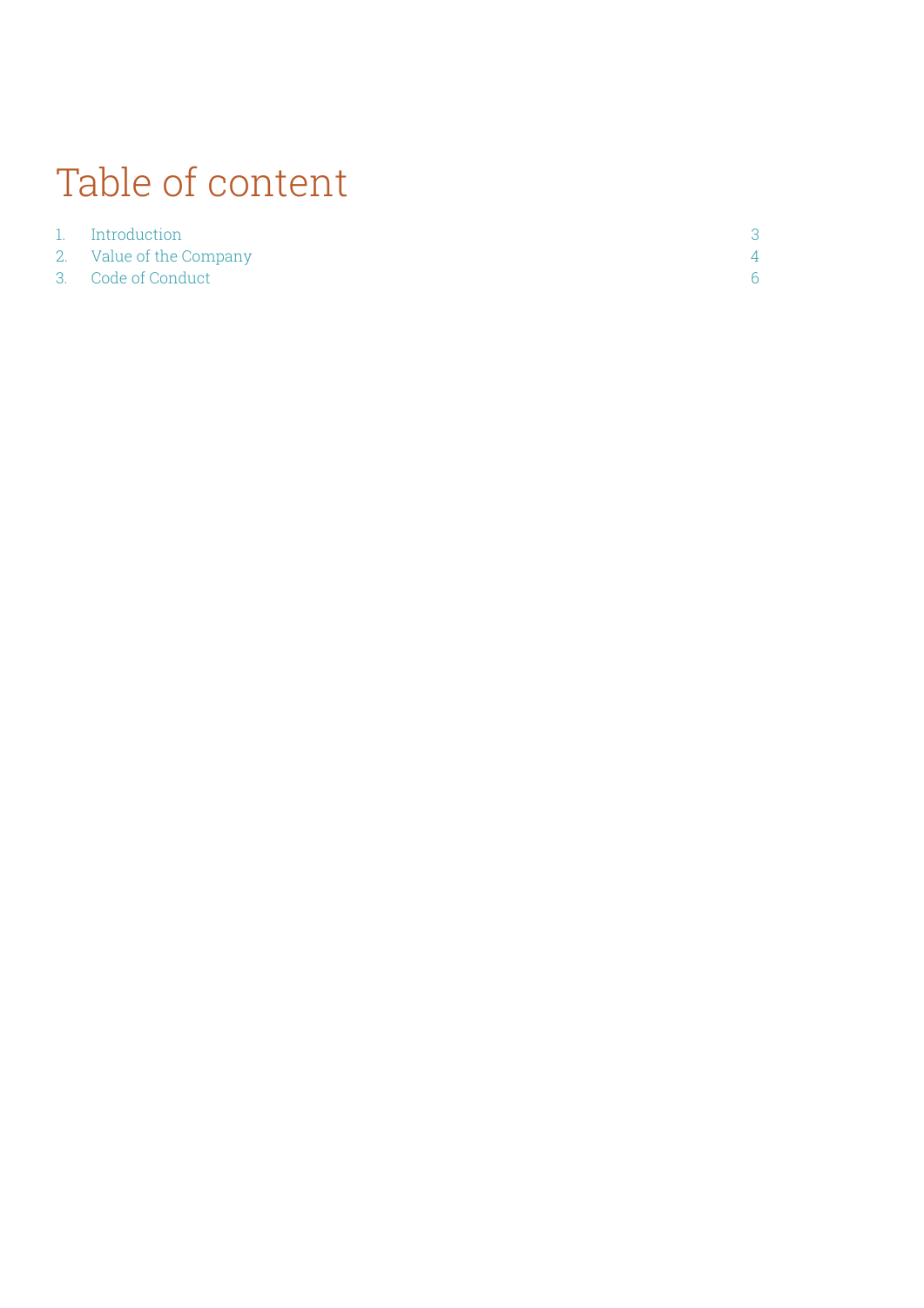# Table of content

| | | |
|---|---|---|
| 1. | Introduction | 3 |
| 2. | Value of the Company | 4 |
| 3. | Code of Conduct | 6 |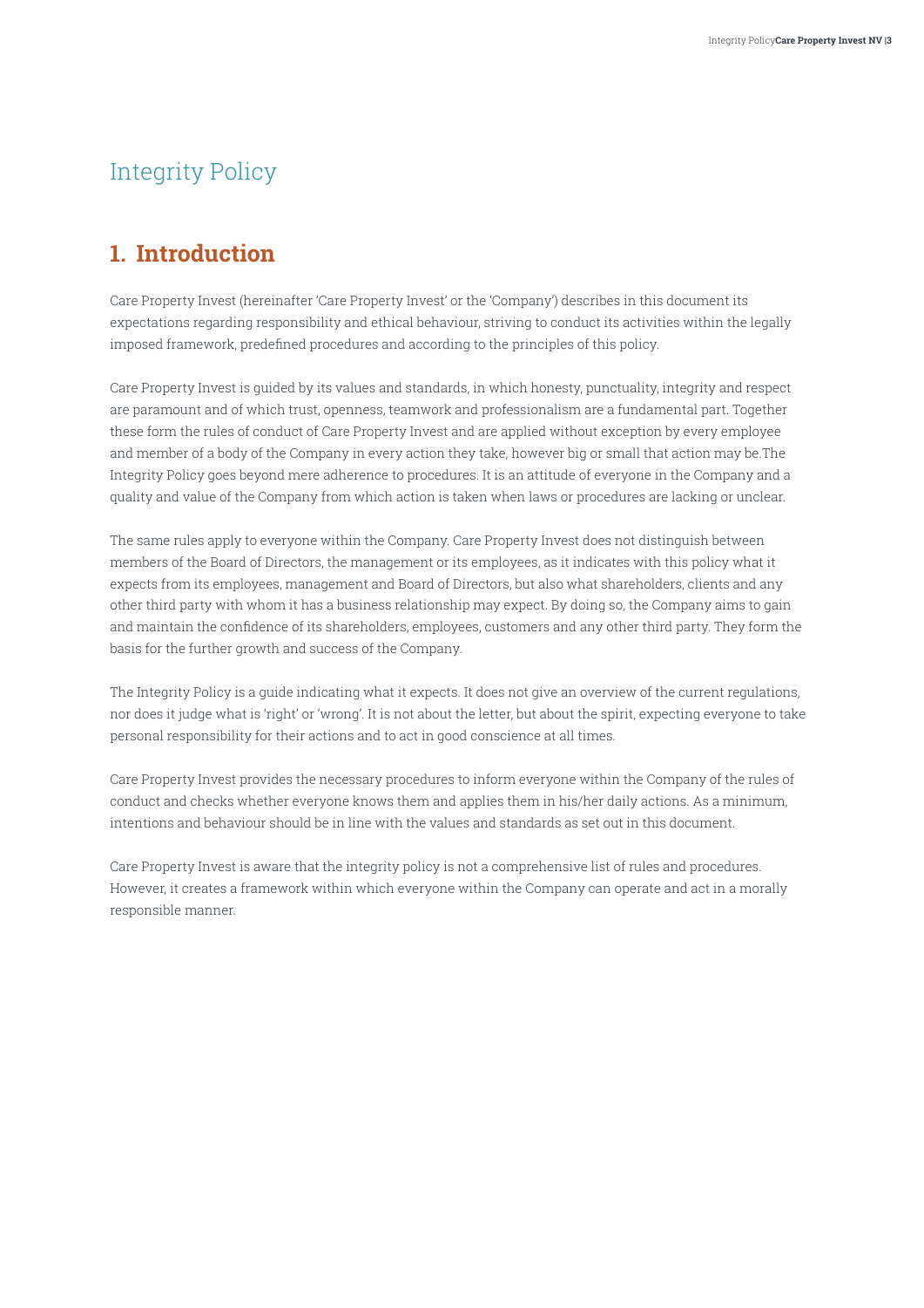# Integrity Policy

## 1. Introduction

Care Property Invest (hereinafter 'Care Property Invest' or the 'Company') describes in this document its expectations regarding responsibility and ethical behaviour, striving to conduct its activities within the legally imposed framework, predefined procedures and according to the principles of this policy.

Care Property Invest is guided by its values and standards, in which honesty, punctuality, integrity and respect are paramount and of which trust, openness, teamwork and professionalism are a fundamental part. Together these form the rules of conduct of Care Property Invest and are applied without exception by every employee and member of a body of the Company in every action they take, however big or small that action may be.The Integrity Policy goes beyond mere adherence to procedures. It is an attitude of everyone in the Company and a quality and value of the Company from which action is taken when laws or procedures are lacking or unclear.

The same rules apply to everyone within the Company. Care Property Invest does not distinguish between members of the Board of Directors, the management or its employees, as it indicates with this policy what it expects from its employees, management and Board of Directors, but also what shareholders, clients and any other third party with whom it has a business relationship may expect. By doing so, the Company aims to gain and maintain the confidence of its shareholders, employees, customers and any other third party. They form the basis for the further growth and success of the Company.

The Integrity Policy is a guide indicating what it expects. It does not give an overview of the current regulations, nor does it judge what is 'right' or 'wrong'. It is not about the letter, but about the spirit, expecting everyone to take personal responsibility for their actions and to act in good conscience at all times.

Care Property Invest provides the necessary procedures to inform everyone within the Company of the rules of conduct and checks whether everyone knows them and applies them in his/her daily actions. As a minimum, intentions and behaviour should be in line with the values and standards as set out in this document.

Care Property Invest is aware that the integrity policy is not a comprehensive list of rules and procedures. However, it creates a framework within which everyone within the Company can operate and act in a morally responsible manner.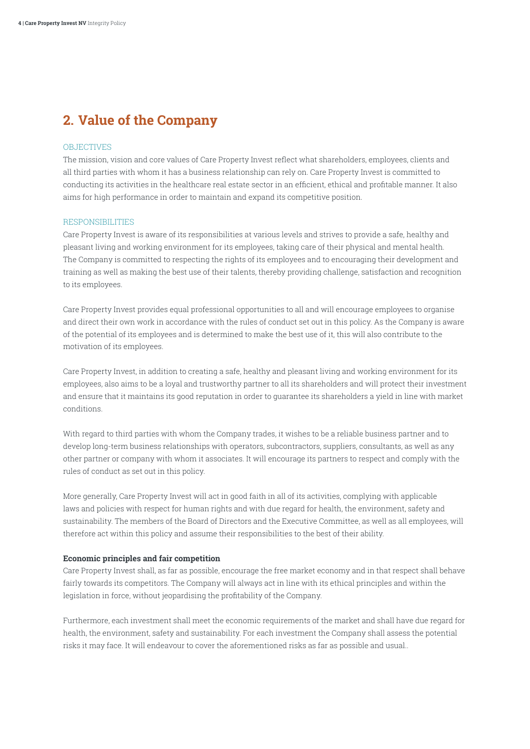## 2. Value of the Company

OBJECTIVES

The mission, vision and core values of Care Property Invest reflect what shareholders, employees, clients and all third parties with whom it has a business relationship can rely on. Care Property Invest is committed to conducting its activities in the healthcare real estate sector in an efficient, ethical and profitable manner. It also aims for high performance in order to maintain and expand its competitive position.

RESPONSIBILITIES

Care Property Invest is aware of its responsibilities at various levels and strives to provide a safe, healthy and pleasant living and working environment for its employees, taking care of their physical and mental health. The Company is committed to respecting the rights of its employees and to encouraging their development and training as well as making the best use of their talents, thereby providing challenge, satisfaction and recognition to its employees.

Care Property Invest provides equal professional opportunities to all and will encourage employees to organise and direct their own work in accordance with the rules of conduct set out in this policy. As the Company is aware of the potential of its employees and is determined to make the best use of it, this will also contribute to the motivation of its employees.

Care Property Invest, in addition to creating a safe, healthy and pleasant living and working environment for its employees, also aims to be a loyal and trustworthy partner to all its shareholders and will protect their investment and ensure that it maintains its good reputation in order to guarantee its shareholders a yield in line with market conditions.

With regard to third parties with whom the Company trades, it wishes to be a reliable business partner and to develop long-term business relationships with operators, subcontractors, suppliers, consultants, as well as any other partner or company with whom it associates. It will encourage its partners to respect and comply with the rules of conduct as set out in this policy.

More generally, Care Property Invest will act in good faith in all of its activities, complying with applicable laws and policies with respect for human rights and with due regard for health, the environment, safety and sustainability. The members of the Board of Directors and the Executive Committee, as well as all employees, will therefore act within this policy and assume their responsibilities to the best of their ability.

**Economic principles and fair competition**

Care Property Invest shall, as far as possible, encourage the free market economy and in that respect shall behave fairly towards its competitors. The Company will always act in line with its ethical principles and within the legislation in force, without jeopardising the profitability of the Company.

Furthermore, each investment shall meet the economic requirements of the market and shall have due regard for health, the environment, safety and sustainability. For each investment the Company shall assess the potential risks it may face. It will endeavour to cover the aforementioned risks as far as possible and usual..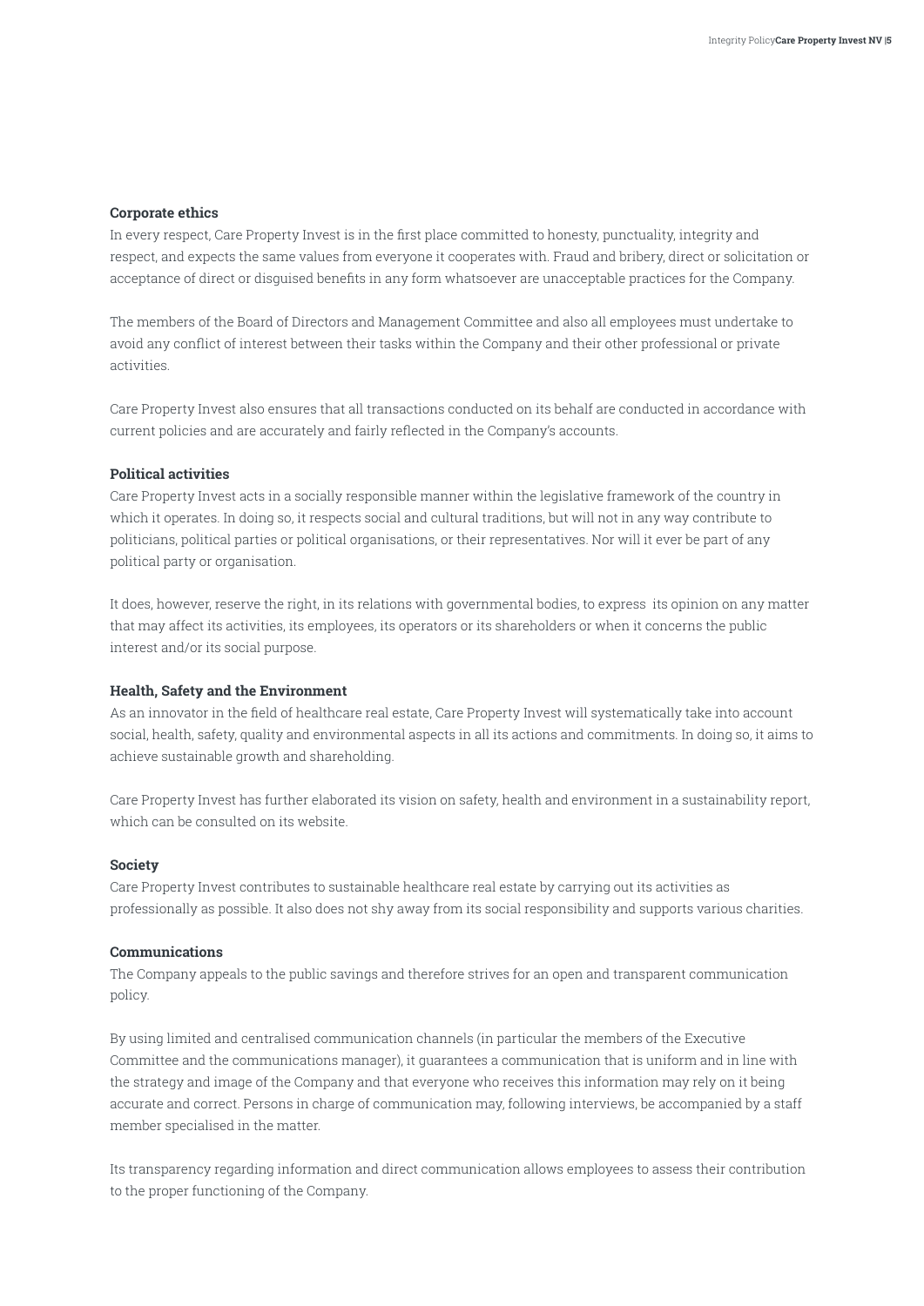**Corporate ethics**

In every respect, Care Property Invest is in the first place committed to honesty, punctuality, integrity and respect, and expects the same values from everyone it cooperates with. Fraud and bribery, direct or solicitation or acceptance of direct or disguised benefits in any form whatsoever are unacceptable practices for the Company.

The members of the Board of Directors and Management Committee and also all employees must undertake to avoid any conflict of interest between their tasks within the Company and their other professional or private activities.

Care Property Invest also ensures that all transactions conducted on its behalf are conducted in accordance with current policies and are accurately and fairly reflected in the Company's accounts.

**Political activities**

Care Property Invest acts in a socially responsible manner within the legislative framework of the country in which it operates. In doing so, it respects social and cultural traditions, but will not in any way contribute to politicians, political parties or political organisations, or their representatives. Nor will it ever be part of any political party or organisation.

It does, however, reserve the right, in its relations with governmental bodies, to express its opinion on any matter that may affect its activities, its employees, its operators or its shareholders or when it concerns the public interest and/or its social purpose.

**Health, Safety and the Environment**

As an innovator in the field of healthcare real estate, Care Property Invest will systematically take into account social, health, safety, quality and environmental aspects in all its actions and commitments. In doing so, it aims to achieve sustainable growth and shareholding.

Care Property Invest has further elaborated its vision on safety, health and environment in a sustainability report, which can be consulted on its website.

**Society**

Care Property Invest contributes to sustainable healthcare real estate by carrying out its activities as professionally as possible. It also does not shy away from its social responsibility and supports various charities.

**Communications**

The Company appeals to the public savings and therefore strives for an open and transparent communication policy.

By using limited and centralised communication channels (in particular the members of the Executive Committee and the communications manager), it guarantees a communication that is uniform and in line with the strategy and image of the Company and that everyone who receives this information may rely on it being accurate and correct. Persons in charge of communication may, following interviews, be accompanied by a staff member specialised in the matter.

Its transparency regarding information and direct communication allows employees to assess their contribution to the proper functioning of the Company.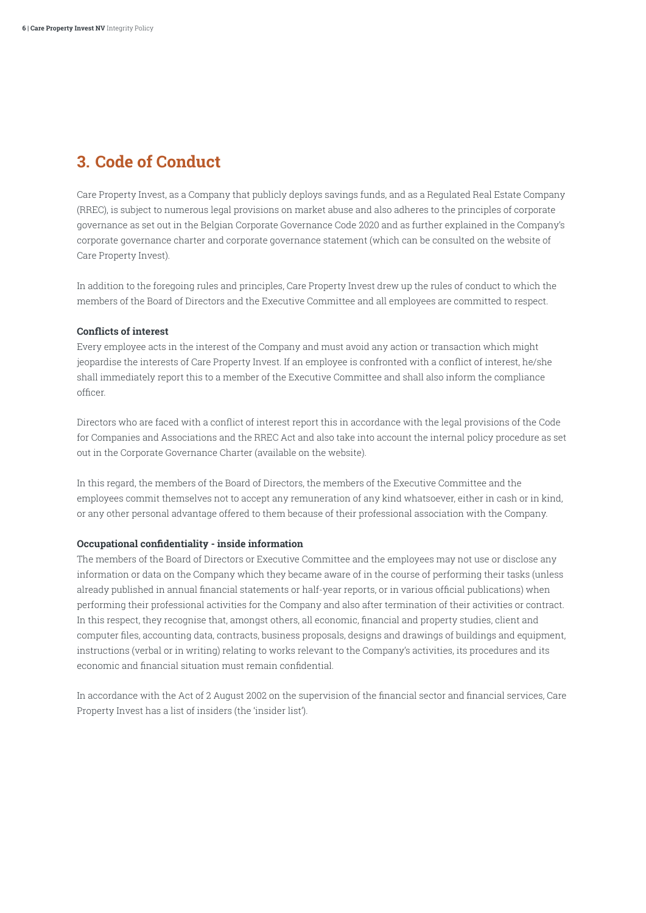## 3. Code of Conduct

Care Property Invest, as a Company that publicly deploys savings funds, and as a Regulated Real Estate Company (RREC), is subject to numerous legal provisions on market abuse and also adheres to the principles of corporate governance as set out in the Belgian Corporate Governance Code 2020 and as further explained in the Company's corporate governance charter and corporate governance statement (which can be consulted on the website of Care Property Invest).

In addition to the foregoing rules and principles, Care Property Invest drew up the rules of conduct to which the members of the Board of Directors and the Executive Committee and all employees are committed to respect.

**Conflicts of interest**

Every employee acts in the interest of the Company and must avoid any action or transaction which might jeopardise the interests of Care Property Invest. If an employee is confronted with a conflict of interest, he/she shall immediately report this to a member of the Executive Committee and shall also inform the compliance officer.

Directors who are faced with a conflict of interest report this in accordance with the legal provisions of the Code for Companies and Associations and the RREC Act and also take into account the internal policy procedure as set out in the Corporate Governance Charter (available on the website).

In this regard, the members of the Board of Directors, the members of the Executive Committee and the employees commit themselves not to accept any remuneration of any kind whatsoever, either in cash or in kind, or any other personal advantage offered to them because of their professional association with the Company.

**Occupational confidentiality - inside information**

The members of the Board of Directors or Executive Committee and the employees may not use or disclose any information or data on the Company which they became aware of in the course of performing their tasks (unless already published in annual financial statements or half-year reports, or in various official publications) when performing their professional activities for the Company and also after termination of their activities or contract. In this respect, they recognise that, amongst others, all economic, financial and property studies, client and computer files, accounting data, contracts, business proposals, designs and drawings of buildings and equipment, instructions (verbal or in writing) relating to works relevant to the Company's activities, its procedures and its economic and financial situation must remain confidential.

In accordance with the Act of 2 August 2002 on the supervision of the financial sector and financial services, Care Property Invest has a list of insiders (the 'insider list').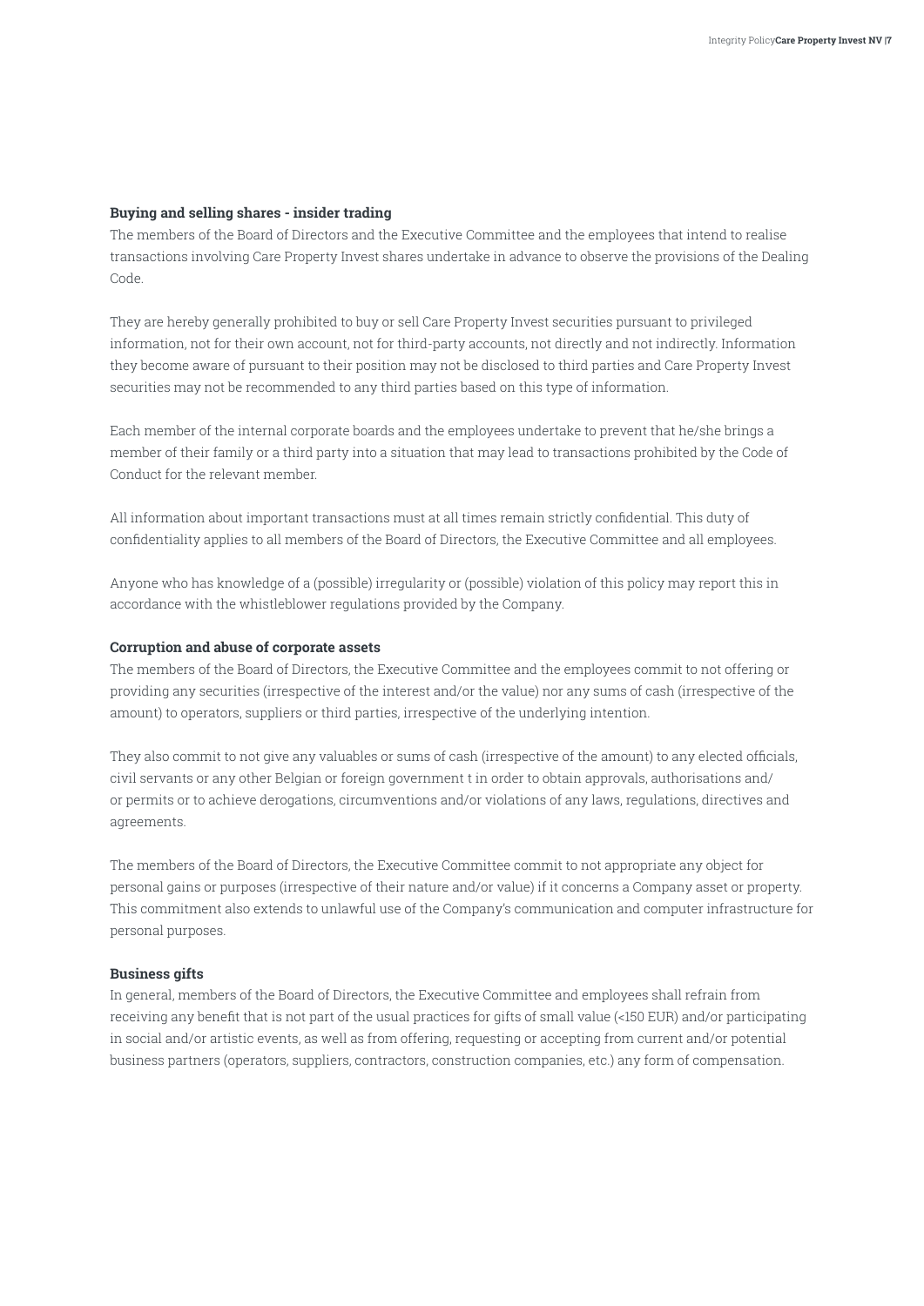### Buying and selling shares - insider trading

The members of the Board of Directors and the Executive Committee and the employees that intend to realise transactions involving Care Property Invest shares undertake in advance to observe the provisions of the Dealing Code.

They are hereby generally prohibited to buy or sell Care Property Invest securities pursuant to privileged information, not for their own account, not for third-party accounts, not directly and not indirectly. Information they become aware of pursuant to their position may not be disclosed to third parties and Care Property Invest securities may not be recommended to any third parties based on this type of information.

Each member of the internal corporate boards and the employees undertake to prevent that he/she brings a member of their family or a third party into a situation that may lead to transactions prohibited by the Code of Conduct for the relevant member.

All information about important transactions must at all times remain strictly confidential. This duty of confidentiality applies to all members of the Board of Directors, the Executive Committee and all employees.

Anyone who has knowledge of a (possible) irregularity or (possible) violation of this policy may report this in accordance with the whistleblower regulations provided by the Company.

### Corruption and abuse of corporate assets

The members of the Board of Directors, the Executive Committee and the employees commit to not offering or providing any securities (irrespective of the interest and/or the value) nor any sums of cash (irrespective of the amount) to operators, suppliers or third parties, irrespective of the underlying intention.

They also commit to not give any valuables or sums of cash (irrespective of the amount) to any elected officials, civil servants or any other Belgian or foreign government t in order to obtain approvals, authorisations and/or permits or to achieve derogations, circumventions and/or violations of any laws, regulations, directives and agreements.

The members of the Board of Directors, the Executive Committee commit to not appropriate any object for personal gains or purposes (irrespective of their nature and/or value) if it concerns a Company asset or property. This commitment also extends to unlawful use of the Company's communication and computer infrastructure for personal purposes.

### Business gifts

In general, members of the Board of Directors, the Executive Committee and employees shall refrain from receiving any benefit that is not part of the usual practices for gifts of small value (<150 EUR) and/or participating in social and/or artistic events, as well as from offering, requesting or accepting from current and/or potential business partners (operators, suppliers, contractors, construction companies, etc.) any form of compensation.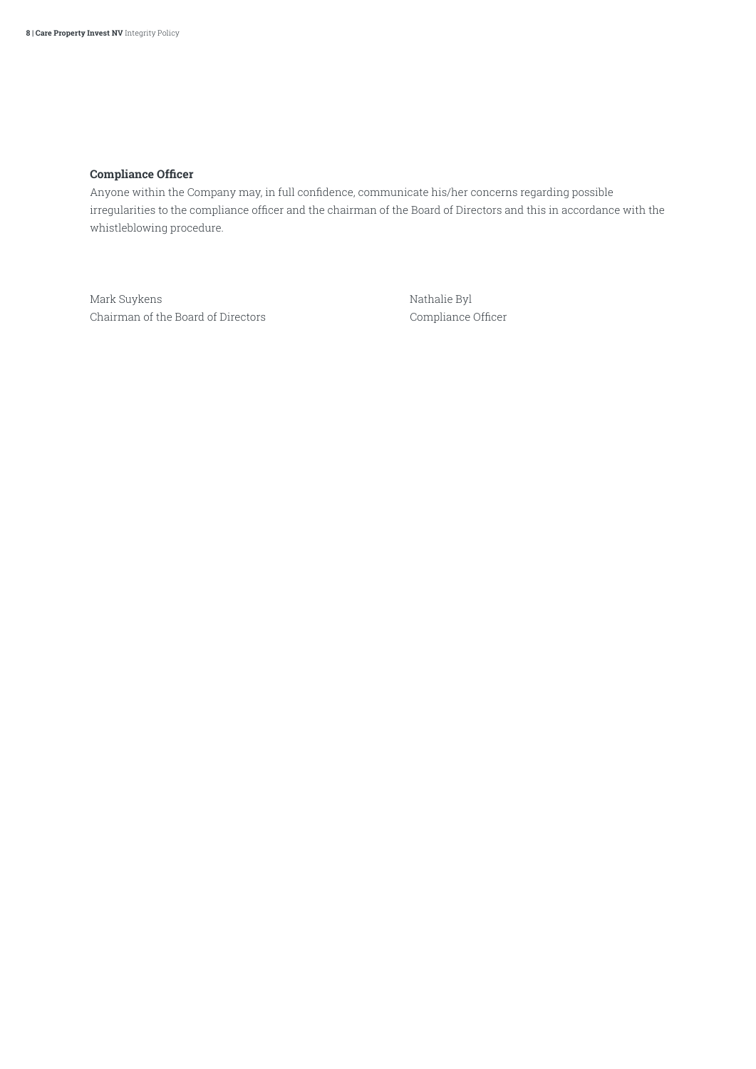**Compliance Officer**

Anyone within the Company may, in full confidence, communicate his/her concerns regarding possible irregularities to the compliance officer and the chairman of the Board of Directors and this in accordance with the whistleblowing procedure.

Mark Suykens
Chairman of the Board of Directors

Nathalie Byl
Compliance Officer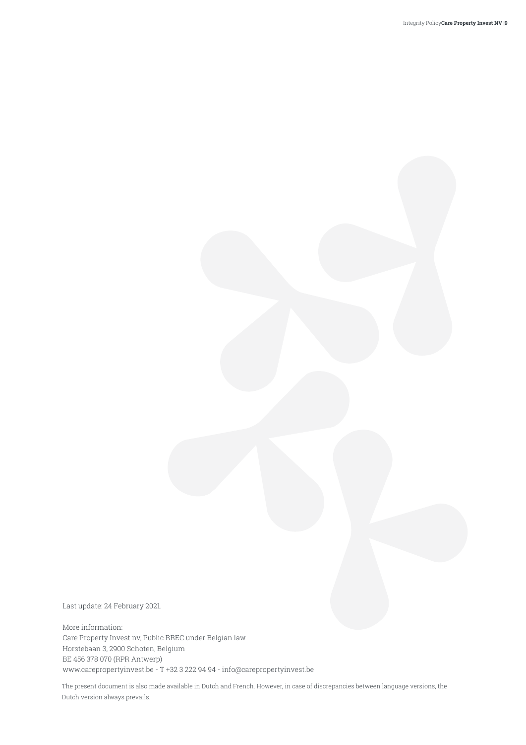Last update: 24 February 2021.

More information:
Care Property Invest nv, Public RREC under Belgian law
Horstebaan 3, 2900 Schoten, Belgium
BE 456 378 070 (RPR Antwerp)
www.carepropertyinvest.be - T +32 3 222 94 94 - info@carepropertyinvest.be

The present document is also made available in Dutch and French. However, in case of discrepancies between language versions, the Dutch version always prevails.